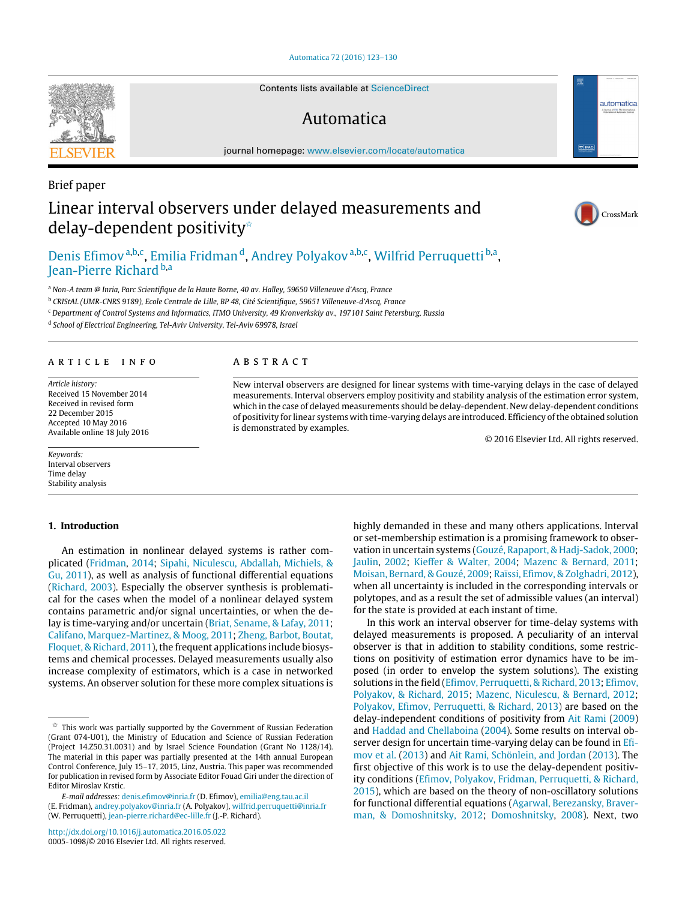Brief paper

# Linear interval observers under delayed measurements and delay-dependent positivity[☆]

Denis Efimov[a,b,c], Emilia Fridman[d], Andrey Polyakov[a,b,c], Wilfrid Perruquetti[b,a], Jean-Pierre Richard[b,a]

[a] Non-A team @ Inria, Parc Scientifique de la Haute Borne, 40 av. Halley, 59650 Villeneuve d'Ascq, France

[b] CRIStAL (UMR-CNRS 9189), Ecole Centrale de Lille, BP 48, Cité Scientifique, 59651 Villeneuve-d'Ascq, France

[c] Department of Control Systems and Informatics, ITMO University, 49 Kronverkskiy av., 197101 Saint Petersburg, Russia

[d] School of Electrical Engineering, Tel-Aviv University, Tel-Aviv 69978, Israel

## ARTICLE INFO

*Article history:*
Received 15 November 2014
Received in revised form
22 December 2015
Accepted 10 May 2016
Available online 18 July 2016

*Keywords:*
Interval observers
Time delay
Stability analysis

## ABSTRACT

New interval observers are designed for linear systems with time-varying delays in the case of delayed measurements. Interval observers employ positivity and stability analysis of the estimation error system, which in the case of delayed measurements should be delay-dependent. New delay-dependent conditions of positivity for linear systems with time-varying delays are introduced. Efficiency of the obtained solution is demonstrated by examples.

© 2016 Elsevier Ltd. All rights reserved.

## 1. Introduction

An estimation in nonlinear delayed systems is rather complicated (Fridman, 2014; Sipahi, Niculescu, Abdallah, Michiels, & Gu, 2011), as well as analysis of functional differential equations (Richard, 2003). Especially the observer synthesis is problematical for the cases when the model of a nonlinear delayed system contains parametric and/or signal uncertainties, or when the delay is time-varying and/or uncertain (Briat, Sename, & Lafay, 2011; Califano, Marquez-Martinez, & Moog, 2011; Zheng, Barbot, Boutat, Floquet, & Richard, 2011), the frequent applications include biosystems and chemical processes. Delayed measurements usually also increase complexity of estimators, which is a case in networked systems. An observer solution for these more complex situations is highly demanded in these and many others applications. Interval or set-membership estimation is a promising framework to observation in uncertain systems (Gouzé, Rapaport, & Hadj-Sadok, 2000; Jaulin, 2002; Kieffer & Walter, 2004; Mazenc & Bernard, 2011; Moisan, Bernard, & Gouzé, 2009; Raïssi, Efimov, & Zolghadri, 2012), when all uncertainty is included in the corresponding intervals or polytopes, and as a result the set of admissible values (an interval) for the state is provided at each instant of time.

In this work an interval observer for time-delay systems with delayed measurements is proposed. A peculiarity of an interval observer is that in addition to stability conditions, some restrictions on positivity of estimation error dynamics have to be imposed (in order to envelop the system solutions). The existing solutions in the field (Efimov, Perruquetti, & Richard, 2013; Efimov, Polyakov, & Richard, 2015; Mazenc, Niculescu, & Bernard, 2012; Polyakov, Efimov, Perruquetti, & Richard, 2013) are based on the delay-independent conditions of positivity from Ait Rami (2009) and Haddad and Chellaboina (2004). Some results on interval observer design for uncertain time-varying delay can be found in Efimov et al. (2013) and Ait Rami, Schönlein, and Jordan (2013). The first objective of this work is to use the delay-dependent positivity conditions (Efimov, Polyakov, Fridman, Perruquetti, & Richard, 2015), which are based on the theory of non-oscillatory solutions for functional differential equations (Agarwal, Berezansky, Braverman, & Domoshnitsky, 2012; Domoshnitsky, 2008). Next, two

---

[☆] This work was partially supported by the Government of Russian Federation (Grant 074-U01), the Ministry of Education and Science of Russian Federation (Project 14.Z50.31.0031) and by Israel Science Foundation (Grant No 1128/14). The material in this paper was partially presented at the 14th annual European Control Conference, July 15–17, 2015, Linz, Austria. This paper was recommended for publication in revised form by Associate Editor Fouad Giri under the direction of Editor Miroslav Krstic.

*E-mail addresses:* denis.efimov@inria.fr (D. Efimov), emilia@eng.tau.ac.il (E. Fridman), andrey.polyakov@inria.fr (A. Polyakov), wilfrid.perruquetti@inria.fr (W. Perruquetti), jean-pierre.richard@ec-lille.fr (J.-P. Richard).

http://dx.doi.org/10.1016/j.automatica.2016.05.022
0005-1098/© 2016 Elsevier Ltd. All rights reserved.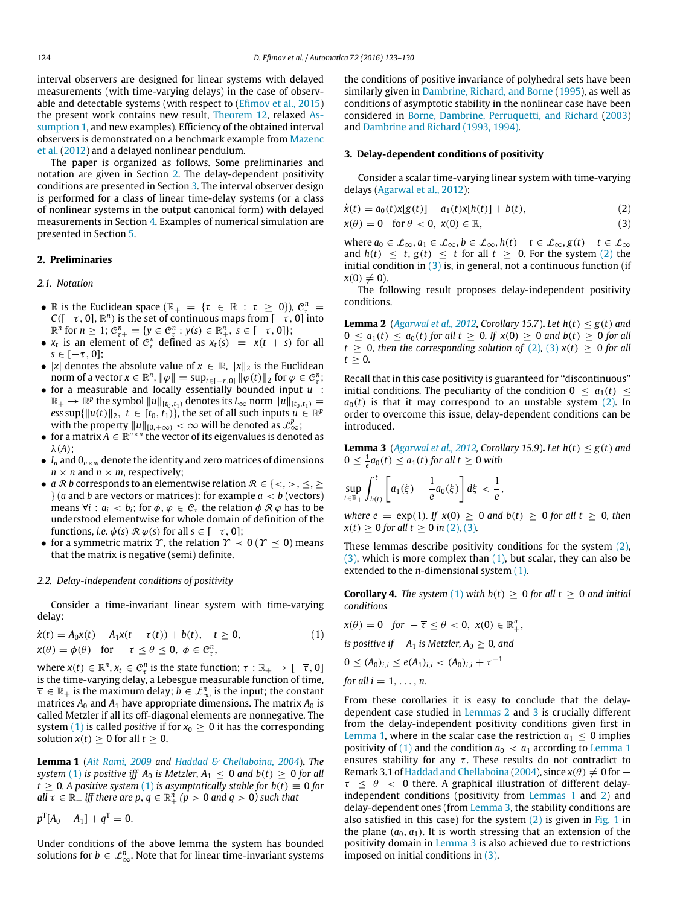interval observers are designed for linear systems with delayed measurements (with time-varying delays) in the case of observable and detectable systems (with respect to (Efimov et al., 2015) the present work contains new result, Theorem 12, relaxed Assumption 1, and new examples). Efficiency of the obtained interval observers is demonstrated on a benchmark example from Mazenc et al. (2012) and a delayed nonlinear pendulum.

The paper is organized as follows. Some preliminaries and notation are given in Section 2. The delay-dependent positivity conditions are presented in Section 3. The interval observer design is performed for a class of linear time-delay systems (or a class of nonlinear systems in the output canonical form) with delayed measurements in Section 4. Examples of numerical simulation are presented in Section 5.

## 2. Preliminaries

### 2.1. Notation

- $\mathbb{R}$ is the Euclidean space ($\mathbb{R}_+ = \{\tau \in \mathbb{R} : \tau \geq 0\}$), $\mathcal{C}_\tau^n = C([-\tau, 0], \mathbb{R}^n)$ is the set of continuous maps from $[-\tau, 0]$ into $\mathbb{R}^n$ for $n \geq 1$; $\mathcal{C}_{\tau+}^n = \{y \in \mathcal{C}_\tau^n : y(s) \in \mathbb{R}_+^n,\ s \in [-\tau, 0]\}$;
- $x_t$ is an element of $\mathcal{C}_\tau^n$ defined as $x_t(s) = x(t+s)$ for all $s \in [-\tau, 0]$;
- $|x|$ denotes the absolute value of $x \in \mathbb{R}$, $\|x\|_2$ is the Euclidean norm of a vector $x \in \mathbb{R}^n$, $\|\varphi\| = \sup_{t\in[-\tau,0]} \|\varphi(t)\|_2$ for $\varphi \in \mathcal{C}_\tau^n$;
- for a measurable and locally essentially bounded input $u : \mathbb{R}_+ \to \mathbb{R}^p$ the symbol $\|u\|_{[t_0,t_1)}$ denotes its $L_\infty$ norm $\|u\|_{[t_0,t_1)} = ess\sup\{\|u(t)\|_2,\ t \in [t_0, t_1)\}$, the set of all such inputs $u \in \mathbb{R}^p$ with the property $\|u\|_{[0,+\infty)} < \infty$ will be denoted as $\mathcal{L}_\infty^p$;
- for a matrix $A \in \mathbb{R}^{n\times n}$ the vector of its eigenvalues is denoted as $\lambda(A)$;
- $I_n$ and $0_{n\times m}$ denote the identity and zero matrices of dimensions $n \times n$ and $n \times m$, respectively;
- $a \mathcal{R} b$ corresponds to an elementwise relation $\mathcal{R} \in \{<, >, \leq, \geq\}$ ($a$ and $b$ are vectors or matrices): for example $a < b$ (vectors) means $\forall i : a_i < b_i$; for $\phi, \varphi \in \mathcal{C}_\tau$ the relation $\phi \mathcal{R} \varphi$ has to be understood elementwise for whole domain of definition of the functions, *i.e.* $\phi(s) \mathcal{R} \varphi(s)$ for all $s \in [-\tau, 0]$;
- for a symmetric matrix $\Upsilon$, the relation $\Upsilon \prec 0$ ($\Upsilon \preceq 0$) means that the matrix is negative (semi) definite.

### 2.2. Delay-independent conditions of positivity

Consider a time-invariant linear system with time-varying delay:

$$\dot{x}(t) = A_0 x(t) - A_1 x(t - \tau(t)) + b(t), \quad t \geq 0, \tag{1}$$
$$x(\theta) = \phi(\theta) \quad \text{for } -\overline{\tau} \leq \theta \leq 0,\ \phi \in \mathcal{C}_\tau^n,$$

where $x(t) \in \mathbb{R}^n$, $x_t \in \mathcal{C}_{\overline{\tau}}^n$ is the state function; $\tau : \mathbb{R}_+ \to [-\overline{\tau}, 0]$ is the time-varying delay, a Lebesgue measurable function of time, $\overline{\tau} \in \mathbb{R}_+$ is the maximum delay; $b \in \mathcal{L}_\infty^n$ is the input; the constant matrices $A_0$ and $A_1$ have appropriate dimensions. The matrix $A_0$ is called Metzler if all its off-diagonal elements are nonnegative. The system (1) is called *positive* if for $x_0 \geq 0$ it has the corresponding solution $x(t) \geq 0$ for all $t \geq 0$.

**Lemma 1** (*Ait Rami, 2009 and Haddad & Chellaboina, 2004*). *The system (1) is positive iff $A_0$ is Metzler, $A_1 \leq 0$ and $b(t) \geq 0$ for all $t \geq 0$. A positive system (1) is asymptotically stable for $b(t) \equiv 0$ for all $\overline{\tau} \in \mathbb{R}_+$ iff there are $p, q \in \mathbb{R}_+^n$ ($p > 0$ and $q > 0$) such that*

$$p^{\mathrm{T}}[A_0 - A_1] + q^{\mathrm{T}} = 0.$$

Under conditions of the above lemma the system has bounded solutions for $b \in \mathcal{L}_\infty^n$. Note that for linear time-invariant systems the conditions of positive invariance of polyhedral sets have been similarly given in Dambrine, Richard, and Borne (1995), as well as conditions of asymptotic stability in the nonlinear case have been considered in Borne, Dambrine, Perruquetti, and Richard (2003) and Dambrine and Richard (1993, 1994).

## 3. Delay-dependent conditions of positivity

Consider a scalar time-varying linear system with time-varying delays (Agarwal et al., 2012):

$$\dot{x}(t) = a_0(t)x[g(t)] - a_1(t)x[h(t)] + b(t), \tag{2}$$
$$x(\theta) = 0 \quad \text{for } \theta < 0,\ x(0) \in \mathbb{R}, \tag{3}$$

where $a_0 \in \mathcal{L}_\infty, a_1 \in \mathcal{L}_\infty, b \in \mathcal{L}_\infty, h(t) - t \in \mathcal{L}_\infty, g(t) - t \in \mathcal{L}_\infty$ and $h(t) \leq t$, $g(t) \leq t$ for all $t \geq 0$. For the system (2) the initial condition in (3) is, in general, not a continuous function (if $x(0) \neq 0$).

The following result proposes delay-independent positivity conditions.

**Lemma 2** (*Agarwal et al., 2012, Corollary 15.7*)**.** *Let $h(t) \leq g(t)$ and $0 \leq a_1(t) \leq a_0(t)$ for all $t \geq 0$. If $x(0) \geq 0$ and $b(t) \geq 0$ for all $t \geq 0$, then the corresponding solution of (2), (3) $x(t) \geq 0$ for all $t \geq 0$.*

Recall that in this case positivity is guaranteed for "discontinuous" initial conditions. The peculiarity of the condition $0 \leq a_1(t) \leq a_0(t)$ is that it may correspond to an unstable system (2). In order to overcome this issue, delay-dependent conditions can be introduced.

**Lemma 3** (*Agarwal et al., 2012, Corollary 15.9*)**.** *Let $h(t) \leq g(t)$ and $0 \leq \frac{1}{e}a_0(t) \leq a_1(t)$ for all $t \geq 0$ with*

$$\sup_{t\in\mathbb{R}_+} \int_{h(t)}^{t} \left[a_1(\xi) - \frac{1}{e}a_0(\xi)\right] d\xi < \frac{1}{e},$$

*where $e = \exp(1)$. If $x(0) \geq 0$ and $b(t) \geq 0$ for all $t \geq 0$, then $x(t) \geq 0$ for all $t \geq 0$ in (2), (3).*

These lemmas describe positivity conditions for the system (2), (3), which is more complex than (1), but scalar, they can also be extended to the $n$-dimensional system (1).

**Corollary 4.** *The system (1) with $b(t) \geq 0$ for all $t \geq 0$ and initial conditions*

$$x(\theta) = 0 \quad \text{for } -\overline{\tau} \leq \theta < 0,\ x(0) \in \mathbb{R}_+^n,$$

*is positive if $-A_1$ is Metzler, $A_0 \geq 0$, and*

$$0 \leq (A_0)_{i,i} \leq e(A_1)_{i,i} < (A_0)_{i,i} + \overline{\tau}^{-1}$$

*for all $i = 1, \ldots, n$.*

From these corollaries it is easy to conclude that the delay-dependent case studied in Lemmas 2 and 3 is crucially different from the delay-independent positivity conditions given first in Lemma 1, where in the scalar case the restriction $a_1 \leq 0$ implies positivity of (1) and the condition $a_0 < a_1$ according to Lemma 1 ensures stability for any $\overline{\tau}$. These results do not contradict to Remark 3.1 of Haddad and Chellaboina (2004), since $x(\theta) \neq 0$ for $-\tau \leq \theta < 0$ there. A graphical illustration of different delay-independent conditions (positivity from Lemmas 1 and 2) and delay-dependent ones (from Lemma 3, the stability conditions are also satisfied in this case) for the system (2) is given in Fig. 1 in the plane $(a_0, a_1)$. It is worth stressing that an extension of the positivity domain in Lemma 3 is also achieved due to restrictions imposed on initial conditions in (3).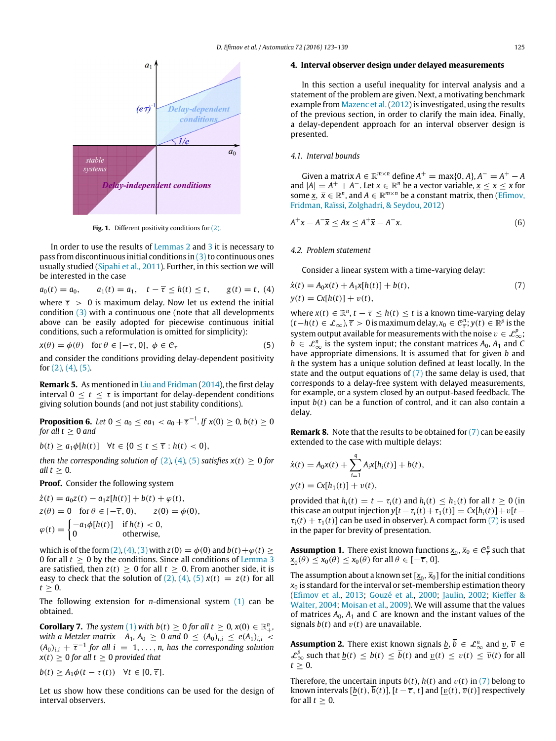Fig. 1. Different positivity conditions for (2).

In order to use the results of Lemmas 2 and 3 it is necessary to pass from discontinuous initial conditions in (3) to continuous ones usually studied (Sipahi et al., 2011). Further, in this section we will be interested in the case

$$a_0(t) = a_0, \quad a_1(t) = a_1, \quad t - \overline{\tau} \le h(t) \le t, \quad g(t) = t, \tag{4}$$

where $\overline{\tau} > 0$ is maximum delay. Now let us extend the initial condition (3) with a continuous one (note that all developments above can be easily adopted for piecewise continuous initial conditions, such a reformulation is omitted for simplicity):

$$x(\theta) = \phi(\theta) \quad \text{for } \theta \in [-\overline{\tau}, 0], \ \phi \in \mathcal{C}_{\overline{\tau}} \tag{5}$$

and consider the conditions providing delay-dependent positivity for (2), (4), (5).

**Remark 5.** As mentioned in Liu and Fridman (2014), the first delay interval $0 \le t \le \overline{\tau}$ is important for delay-dependent conditions giving solution bounds (and not just stability conditions).

**Proposition 6.** *Let $0 \le a_0 \le ea_1 < a_0 + \overline{\tau}^{-1}$. If $x(0) \ge 0$, $b(t) \ge 0$ for all $t \ge 0$ and*

$$b(t) \ge a_1\phi[h(t)] \quad \forall t \in \{0 \le t \le \overline{\tau} : h(t) < 0\},$$

*then the corresponding solution of (2), (4), (5) satisfies $x(t) \ge 0$ for all $t \ge 0$.*

**Proof.** Consider the following system

$$\dot{z}(t) = a_0 z(t) - a_1 z[h(t)] + b(t) + \varphi(t),$$
$$z(\theta) = 0 \quad \text{for } \theta \in [-\overline{\tau}, 0), \qquad z(0) = \phi(0),$$
$$\varphi(t) = \begin{cases} -a_1\phi[h(t)] & \text{if } h(t) < 0, \\ 0 & \text{otherwise,} \end{cases}$$

which is of the form (2), (4), (3) with $z(0) = \phi(0)$ and $b(t) + \varphi(t) \ge 0$ for all $t \ge 0$ by the conditions. Since all conditions of Lemma 3 are satisfied, then $z(t) \ge 0$ for all $t \ge 0$. From another side, it is easy to check that the solution of (2), (4), (5) $x(t) = z(t)$ for all $t \ge 0$.

The following extension for $n$-dimensional system (1) can be obtained.

**Corollary 7.** *The system (1) with $b(t) \ge 0$ for all $t \ge 0$, $x(0) \in \mathbb{R}^n_+$, with a Metzler matrix $-A_1$, $A_0 \ge 0$ and $0 \le (A_0)_{i,i} \le e(A_1)_{i,i} < (A_0)_{i,i} + \overline{\tau}^{-1}$ for all $i = 1, \ldots, n$, has the corresponding solution $x(t) \ge 0$ for all $t \ge 0$ provided that*

$$b(t) \ge A_1\phi(t - \tau(t)) \quad \forall t \in [0, \overline{\tau}].$$

Let us show how these conditions can be used for the design of interval observers.

## 4. Interval observer design under delayed measurements

In this section a useful inequality for interval analysis and a statement of the problem are given. Next, a motivating benchmark example from Mazenc et al. (2012) is investigated, using the results of the previous section, in order to clarify the main idea. Finally, a delay-dependent approach for an interval observer design is presented.

### 4.1. Interval bounds

Given a matrix $A \in \mathbb{R}^{m\times n}$ define $A^+ = \max\{0, A\}$, $A^- = A^+ - A$ and $|A| = A^+ + A^-$. Let $x \in \mathbb{R}^n$ be a vector variable, $\underline{x} \le x \le \overline{x}$ for some $\underline{x}, \overline{x} \in \mathbb{R}^n$, and $A \in \mathbb{R}^{m\times n}$ be a constant matrix, then (Efimov, Fridman, Raïssi, Zolghadri, & Seydou, 2012)

$$A^+\underline{x} - A^-\overline{x} \le Ax \le A^+\overline{x} - A^-\underline{x}. \tag{6}$$

### 4.2. Problem statement

Consider a linear system with a time-varying delay:

$$\dot{x}(t) = A_0 x(t) + A_1 x[h(t)] + b(t),$$
$$y(t) = Cx[h(t)] + v(t), \tag{7}$$

where $x(t) \in \mathbb{R}^n$, $t - \overline{\tau} \le h(t) \le t$ is a known time-varying delay $(t - h(t) \in \mathcal{L}_\infty)$, $\overline{\tau} > 0$ is maximum delay, $x_0 \in \mathcal{C}^n_{\overline{\tau}}$; $y(t) \in \mathbb{R}^p$ is the system output available for measurements with the noise $v \in \mathcal{L}^p_\infty$; $b \in \mathcal{L}^n_\infty$ is the system input; the constant matrices $A_0$, $A_1$ and $C$ have appropriate dimensions. It is assumed that for given $b$ and $h$ the system has a unique solution defined at least locally. In the state and the output equations of (7) the same delay is used, that corresponds to a delay-free system with delayed measurements, for example, or a system closed by an output-based feedback. The input $b(t)$ can be a function of control, and it can also contain a delay.

**Remark 8.** Note that the results to be obtained for (7) can be easily extended to the case with multiple delays:

$$\dot{x}(t) = A_0 x(t) + \sum_{i=1}^{q} A_i x[h_i(t)] + b(t),$$
$$y(t) = Cx[h_1(t)] + v(t),$$

provided that $h_i(t) = t - \tau_i(t)$ and $h_i(t) \le h_1(t)$ for all $t \ge 0$ (in this case an output injection $y[t - \tau_i(t) + \tau_1(t)] = Cx[h_i(t)] + v[t - \tau_i(t) + \tau_1(t)]$ can be used in observer). A compact form (7) is used in the paper for brevity of presentation.

**Assumption 1.** There exist known functions $\underline{x}_0, \overline{x}_0 \in \mathcal{C}^n_{\overline{\tau}}$ such that $\underline{x}_0(\theta) \le x_0(\theta) \le \overline{x}_0(\theta)$ for all $\theta \in [-\overline{\tau}, 0]$.

The assumption about a known set $[\underline{x}_0, \overline{x}_0]$ for the initial conditions $x_0$ is standard for the interval or set-membership estimation theory (Efimov et al., 2013; Gouzé et al., 2000; Jaulin, 2002; Kieffer & Walter, 2004; Moisan et al., 2009). We will assume that the values of matrices $A_0$, $A_1$ and $C$ are known and the instant values of the signals $b(t)$ and $v(t)$ are unavailable.

**Assumption 2.** There exist known signals $\underline{b}, \overline{b} \in \mathcal{L}^n_\infty$ and $\underline{v}, \overline{v} \in \mathcal{L}^p_\infty$ such that $\underline{b}(t) \le b(t) \le \overline{b}(t)$ and $\underline{v}(t) \le v(t) \le \overline{v}(t)$ for all $t \ge 0$.

Therefore, the uncertain inputs $b(t)$, $h(t)$ and $v(t)$ in (7) belong to known intervals $[\underline{b}(t), \overline{b}(t)]$, $[t - \overline{\tau}, t]$ and $[\underline{v}(t), \overline{v}(t)]$ respectively for all $t \ge 0$.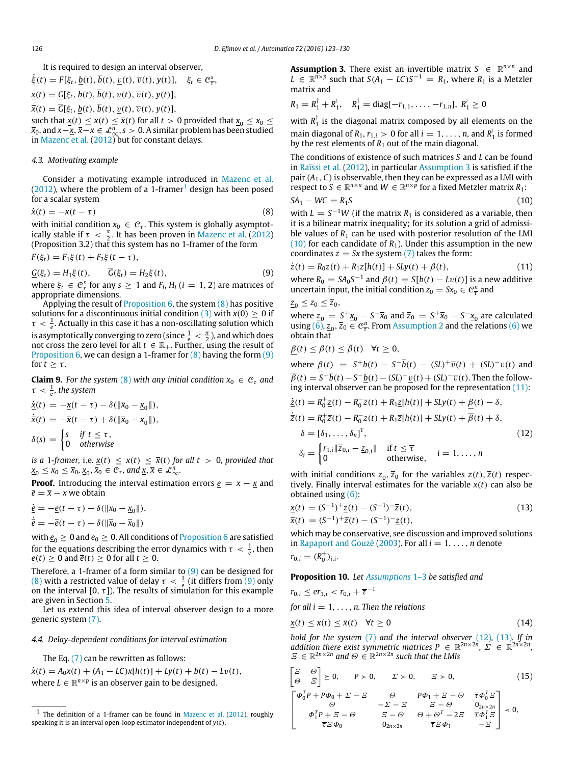It is required to design an interval observer,

$$\dot{\xi}(t) = F[\xi_t, \underline{b}(t), \overline{b}(t), \underline{v}(t), \overline{v}(t), y(t)], \quad \xi_t \in \mathcal{C}_\tau^s,$$

$$\underline{x}(t) = \underline{G}[\xi_t, \underline{b}(t), \overline{b}(t), \underline{v}(t), \overline{v}(t), y(t)],$$

$$\overline{x}(t) = \overline{G}[\xi_t, \underline{b}(t), \overline{b}(t), \underline{v}(t), \overline{v}(t), y(t)],$$

such that $\underline{x}(t) \le x(t) \le \overline{x}(t)$ for all $t > 0$ provided that $\underline{x}_0 \le x_0 \le \overline{x}_0$, and $x - \underline{x}, \overline{x} - x \in \mathcal{L}_\infty^n, s > 0$. A similar problem has been studied in Mazenc et al. (2012) but for constant delays.

### 4.3. Motivating example

Consider a motivating example introduced in Mazenc et al. (2012), where the problem of a 1-framer[1] design has been posed for a scalar system

$$\dot{x}(t) = -x(t-\tau) \tag{8}$$

with initial condition $x_0 \in \mathcal{C}_\tau$. This system is globally asymptotically stable if $\tau < \frac{\pi}{2}$. It has been proven in Mazenc et al. (2012) (Proposition 3.2) that this system has no 1-framer of the form

$$F(\xi_t) = F_1\xi(t) + F_2\xi(t-\tau),$$

$$\underline{G}(\xi_t) = H_1\xi(t), \qquad \overline{G}(\xi_t) = H_2\xi(t), \tag{9}$$

where $\xi_t \in \mathcal{C}_\tau^s$ for any $s \ge 1$ and $F_i, H_i$ $(i = 1, 2)$ are matrices of appropriate dimensions.

Applying the result of Proposition 6, the system (8) has positive solutions for a discontinuous initial condition (3) with $x(0) \ge 0$ if $\tau < \frac{1}{e}$. Actually in this case it has a non-oscillating solution which is asymptotically converging to zero (since $\frac{1}{e} < \frac{\pi}{2}$), and which does not cross the zero level for all $t \in \mathbb{R}_+$. Further, using the result of Proposition 6, we can design a 1-framer for (8) having the form (9) for $t \ge \tau$.

**Claim 9.** *For the system (8) with any initial condition $x_0 \in \mathcal{C}_\tau$ and $\tau < \frac{1}{e}$, the system*

$$\dot{\underline{x}}(t) = -\underline{x}(t-\tau) - \delta(\|\overline{x}_0 - \underline{x}_0\|),$$

$$\dot{\overline{x}}(t) = -\overline{x}(t-\tau) + \delta(\|\overline{x}_0 - \underline{x}_0\|),$$

$$\delta(s) = \begin{cases} s & \text{if } t \le \tau, \\ 0 & \text{otherwise} \end{cases}$$

*is a 1-framer, i.e. $\underline{x}(t) \le x(t) \le \overline{x}(t)$ for all $t > 0$, provided that $\underline{x}_0 \le x_0 \le \overline{x}_0$, $\underline{x}_0, \overline{x}_0 \in \mathcal{C}_\tau$, and $\underline{x}, \overline{x} \in \mathcal{L}_\infty^n$.*

**Proof.** Introducing the interval estimation errors $\underline{e} = x - \underline{x}$ and $\overline{e} = \overline{x} - x$ we obtain

$$\dot{\underline{e}} = -\underline{e}(t-\tau) + \delta(\|\overline{x}_0 - \underline{x}_0\|),$$

$$\dot{\overline{e}} = -\overline{e}(t-\tau) + \delta(\|\overline{x}_0 - \overline{x}_0\|)$$

with $\underline{e}_0 \ge 0$ and $\overline{e}_0 \ge 0$. All conditions of Proposition 6 are satisfied for the equations describing the error dynamics with $\tau < \frac{1}{e}$, then $\underline{e}(t) \ge 0$ and $\overline{e}(t) \ge 0$ for all $t \ge 0$.

Therefore, a 1-framer of a form similar to (9) can be designed for (8) with a restricted value of delay $\tau < \frac{1}{e}$ (it differs from (9) only on the interval $[0, \tau]$). The results of simulation for this example are given in Section 5.

Let us extend this idea of interval observer design to a more generic system (7).

### 4.4. Delay-dependent conditions for interval estimation

The Eq. (7) can be rewritten as follows:

$$\dot{x}(t) = A_0x(t) + (A_1 - LC)x[h(t)] + Ly(t) + b(t) - Lv(t),$$

where $L \in \mathbb{R}^{n\times p}$ is an observer gain to be designed.

[1] The definition of a 1-framer can be found in Mazenc et al. (2012), roughly speaking it is an interval open-loop estimator independent of $y(t)$.

**Assumption 3.** There exist an invertible matrix $S \in \mathbb{R}^{n\times n}$ and $L \in \mathbb{R}^{n\times p}$ such that $S(A_1 - LC)S^{-1} = R_1$, where $R_1$ is a Metzler matrix and

$$R_1 = R_1^\dagger + R_1^\wr, \quad R_1^\dagger = \mathrm{diag}[-r_{1,1}, \ldots, -r_{1,n}], \; R_1^\wr \ge 0$$

with $R_1^\dagger$ is the diagonal matrix composed by all elements on the main diagonal of $R_1$, $r_{1,i} > 0$ for all $i = 1, \ldots, n$, and $R_1^\wr$ is formed by the rest elements of $R_1$ out of the main diagonal.

The conditions of existence of such matrices $S$ and $L$ can be found in Raïssi et al. (2012), in particular Assumption 3 is satisfied if the pair $(A_1, C)$ is observable, then they can be expressed as a LMI with respect to $S \in \mathbb{R}^{n\times n}$ and $W \in \mathbb{R}^{n\times p}$ for a fixed Metzler matrix $R_1$:

$$SA_1 - WC = R_1S \tag{10}$$

with $L = S^{-1}W$ (if the matrix $R_1$ is considered as a variable, then it is a bilinear matrix inequality; for its solution a grid of admissible values of $R_1$ can be used with posterior resolution of the LMI (10) for each candidate of $R_1$). Under this assumption in the new coordinates $z = Sx$ the system (7) takes the form:

$$\dot{z}(t) = R_0z(t) + R_1z[h(t)] + SLy(t) + \beta(t), \tag{11}$$

where $R_0 = SA_0S^{-1}$ and $\beta(t) = S[b(t) - Lv(t)]$ is a new additive uncertain input, the initial condition $z_0 = Sx_0 \in \mathcal{C}_\tau^n$ and

$$\underline{z}_0 \le z_0 \le \overline{z}_0,$$

where $\underline{z}_0 = S^+\underline{x}_0 - S^-\overline{x}_0$ and $\overline{z}_0 = S^+\overline{x}_0 - S^-\underline{x}_0$ are calculated using (6), $\underline{z}_0, \overline{z}_0 \in \mathcal{C}_\tau^n$. From Assumption 2 and the relations (6) we obtain that

$$\underline{\beta}(t) \le \beta(t) \le \overline{\beta}(t) \quad \forall t \ge 0,$$

where $\underline{\beta}(t) = S^+\underline{b}(t) - S^-\overline{b}(t) - (SL)^+\overline{v}(t) + (SL)^-\underline{v}(t)$ and $\overline{\beta}(t) = S^+\overline{b}(t) - S^-\underline{b}(t) - (SL)^+\underline{v}(t) + (SL)^-\overline{v}(t)$. Then the following interval observer can be proposed for the representation (11):

$$\begin{aligned}
\dot{\underline{z}}(t) &= R_0^+\underline{z}(t) - R_0^-\overline{z}(t) + R_1\underline{z}[h(t)] + SLy(t) + \underline{\beta}(t) - \delta, \\
\dot{\overline{z}}(t) &= R_0^+\overline{z}(t) - R_0^-\underline{z}(t) + R_1\overline{z}[h(t)] + SLy(t) + \overline{\beta}(t) + \delta, \\
\delta &= [\delta_1, \ldots, \delta_n]^{\mathrm{T}}, \\
\delta_i &= \begin{cases} r_{1,i}\|\overline{z}_{0,i} - \underline{z}_{0,i}\| & \text{if } t \le \overline{\tau} \\ 0 & \text{otherwise}, \end{cases} \quad i = 1, \ldots, n
\end{aligned} \tag{12}$$

with initial conditions $\underline{z}_0, \overline{z}_0$ for the variables $\underline{z}(t), \overline{z}(t)$ respectively. Finally interval estimates for the variable $x(t)$ can also be obtained using (6):

$$\begin{aligned}
\underline{x}(t) &= (S^{-1})^+\underline{z}(t) - (S^{-1})^-\overline{z}(t), \\
\overline{x}(t) &= (S^{-1})^+\overline{z}(t) - (S^{-1})^-\underline{z}(t),
\end{aligned} \tag{13}$$

which may be conservative, see discussion and improved solutions in Rapaport and Gouzé (2003). For all $i = 1, \ldots, n$ denote

$$r_{0,i} = (R_0^+)_{i,i}.$$

**Proposition 10.** *Let Assumptions 1–3 be satisfied and*

$$r_{0,i} \le er_{1,i} < r_{0,i} + \overline{\tau}^{-1}$$

*for all $i = 1, \ldots, n$. Then the relations*

$$\underline{x}(t) \le x(t) \le \overline{x}(t) \quad \forall t \ge 0 \tag{14}$$

*hold for the system (7) and the interval observer (12), (13). If in addition there exist symmetric matrices $P \in \mathbb{R}^{2n\times 2n}$, $\Sigma \in \mathbb{R}^{2n\times 2n}$, $\Xi \in \mathbb{R}^{2n\times 2n}$ and $\Theta \in \mathbb{R}^{2n\times 2n}$ such that the LMIs*

$$\begin{bmatrix} \Xi & \Theta \\ \Theta & \Xi \end{bmatrix} \succeq 0, \qquad P \succ 0, \qquad \Sigma \succ 0, \qquad \Xi \succ 0, \tag{15}$$

$$\begin{bmatrix}
\Phi_0^TP + P\Phi_0 + \Sigma - \Xi & \Theta & P\Phi_1 + \Xi - \Theta & \overline{\tau}\Phi_0^T\Xi \\
\Theta & -\Sigma - \Xi & \Xi - \Theta & 0_{2n\times 2n} \\
\Phi_1^TP + \Xi - \Theta & \Xi - \Theta & \Theta + \Theta^T - 2\Xi & \overline{\tau}\Phi_1^T\Xi \\
\overline{\tau}\Xi\Phi_0 & 0_{2n\times 2n} & \overline{\tau}\Xi\Phi_1 & -\Xi
\end{bmatrix} \prec 0,$$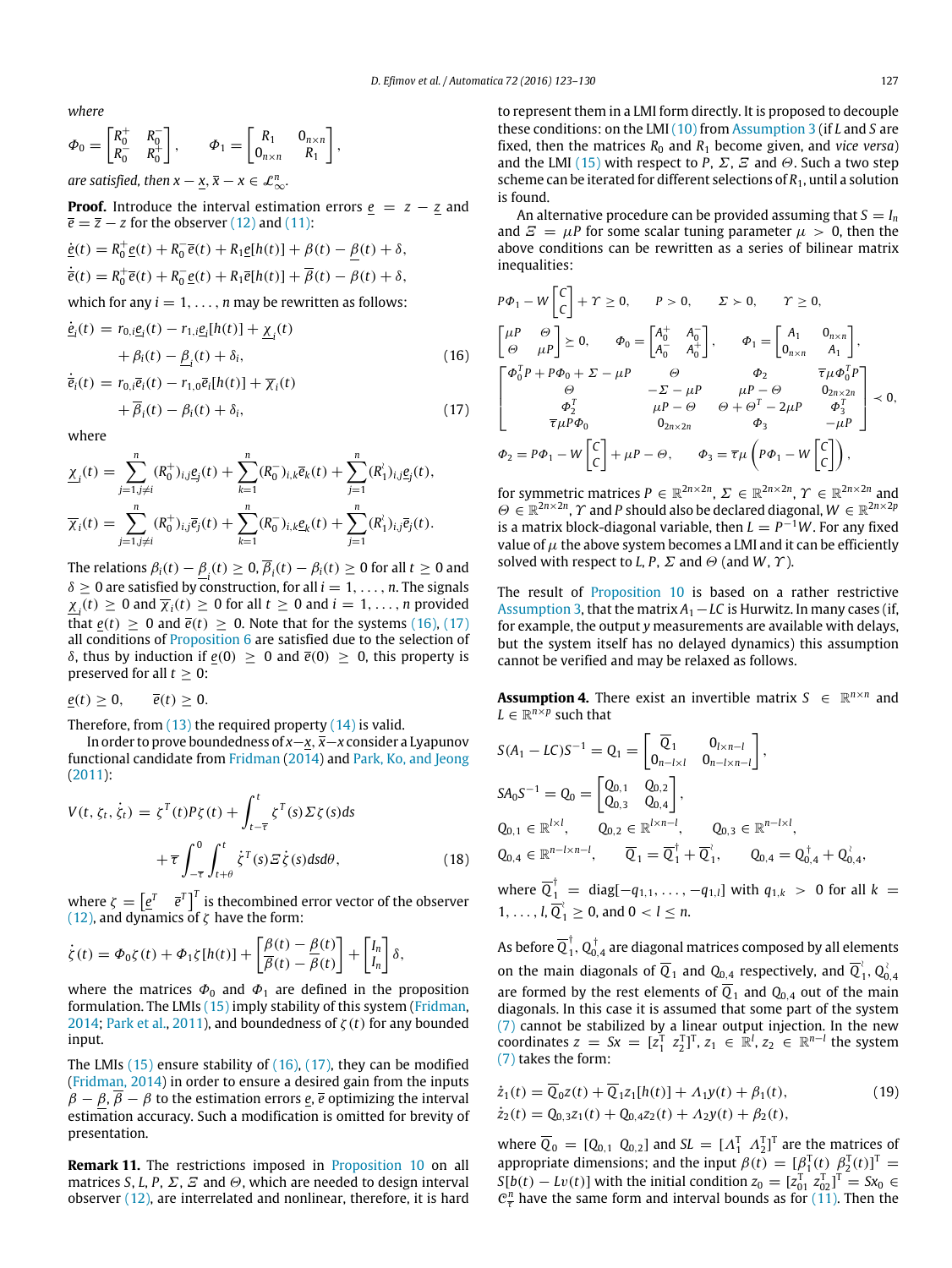where

$$\Phi_0 = \begin{bmatrix} R_0^+ & R_0^- \\ R_0^- & R_0^+ \end{bmatrix}, \qquad \Phi_1 = \begin{bmatrix} R_1 & 0_{n\times n} \\ 0_{n\times n} & R_1 \end{bmatrix},$$

are satisfied, then $x - \underline{x}, \overline{x} - x \in \mathcal{L}_\infty^n$.

**Proof.** Introduce the interval estimation errors $\underline{e} = z - \underline{z}$ and $\overline{e} = \overline{z} - z$ for the observer (12) and (11):

$$\dot{\underline{e}}(t) = R_0^+ \underline{e}(t) + R_0^- \overline{e}(t) + R_1 \underline{e}[h(t)] + \beta(t) - \underline{\beta}(t) + \delta,$$

$$\dot{\overline{e}}(t) = R_0^+ \overline{e}(t) + R_0^- \underline{e}(t) + R_1 \overline{e}[h(t)] + \overline{\beta}(t) - \beta(t) + \delta,$$

which for any $i = 1, \ldots, n$ may be rewritten as follows:

$$\begin{aligned}\dot{\underline{e}}_i(t) &= r_{0,i}\underline{e}_i(t) - r_{1,i}\underline{e}_i[h(t)] + \underline{\chi}_i(t) \\ &\quad + \beta_i(t) - \underline{\beta}_i(t) + \delta_i, \end{aligned} \tag{16}$$

$$\begin{aligned}\dot{\overline{e}}_i(t) &= r_{0,i}\overline{e}_i(t) - r_{1,0}\overline{e}_i[h(t)] + \overline{\chi}_i(t) \\ &\quad + \overline{\beta}_i(t) - \beta_i(t) + \delta_i, \end{aligned} \tag{17}$$

where

$$\underline{\chi}_i(t) = \sum_{j=1, j\neq i}^{n} (R_0^+)_{i,j}\underline{e}_j(t) + \sum_{k=1}^{n} (R_0^-)_{i,k}\overline{e}_k(t) + \sum_{j=1}^{n} (R_1^{\wr})_{i,j}\underline{e}_j(t),$$

$$\overline{\chi}_i(t) = \sum_{j=1, j\neq i}^{n} (R_0^+)_{i,j}\overline{e}_j(t) + \sum_{k=1}^{n} (R_0^-)_{i,k}\underline{e}_k(t) + \sum_{j=1}^{n} (R_1^{\wr})_{i,j}\overline{e}_j(t).$$

The relations $\beta_i(t) - \underline{\beta}_i(t) \geq 0, \overline{\beta}_i(t) - \beta_i(t) \geq 0$ for all $t \geq 0$ and $\delta \geq 0$ are satisfied by construction, for all $i = 1, \ldots, n$. The signals $\underline{\chi}_i(t) \geq 0$ and $\overline{\chi}_i(t) \geq 0$ for all $t \geq 0$ and $i = 1, \ldots, n$ provided that $\underline{e}(t) \geq 0$ and $\overline{e}(t) \geq 0$. Note that for the systems (16), (17) all conditions of Proposition 6 are satisfied due to the selection of $\delta$, thus by induction if $\underline{e}(0) \geq 0$ and $\overline{e}(0) \geq 0$, this property is preserved for all $t \geq 0$:

$$\underline{e}(t) \geq 0, \qquad \overline{e}(t) \geq 0.$$

Therefore, from (13) the required property (14) is valid.

In order to prove boundedness of $x - \underline{x}, \overline{x} - x$ consider a Lyapunov functional candidate from Fridman (2014) and Park, Ko, and Jeong (2011):

$$\begin{aligned} V(t, \zeta_t, \dot{\zeta}_t) &= \zeta^T(t)P\zeta(t) + \int_{t-\overline{\tau}}^{t} \zeta^T(s)\Sigma\zeta(s)ds \\ &\quad + \overline{\tau}\int_{-\overline{\tau}}^{0}\int_{t+\theta}^{t} \dot{\zeta}^T(s)\Xi\dot{\zeta}(s)dsd\theta, \end{aligned} \tag{18}$$

where $\zeta = \begin{bmatrix}\underline{e}^T & \overline{e}^T\end{bmatrix}^T$ is thecombined error vector of the observer (12), and dynamics of $\zeta$ have the form:

$$\dot{\zeta}(t) = \Phi_0\zeta(t) + \Phi_1\zeta[h(t)] + \begin{bmatrix}\beta(t) - \underline{\beta}(t) \\ \overline{\beta}(t) - \beta(t)\end{bmatrix} + \begin{bmatrix} I_n \\ I_n\end{bmatrix}\delta,$$

where the matrices $\Phi_0$ and $\Phi_1$ are defined in the proposition formulation. The LMIs (15) imply stability of this system (Fridman, 2014; Park et al., 2011), and boundedness of $\zeta(t)$ for any bounded input.

The LMIs (15) ensure stability of (16), (17), they can be modified (Fridman, 2014) in order to ensure a desired gain from the inputs $\beta - \underline{\beta}, \overline{\beta} - \beta$ to the estimation errors $\underline{e}, \overline{e}$ optimizing the interval estimation accuracy. Such a modification is omitted for brevity of presentation.

**Remark 11.** The restrictions imposed in Proposition 10 on all matrices $S$, $L$, $P$, $\Sigma$, $\Xi$ and $\Theta$, which are needed to design interval observer (12), are interrelated and nonlinear, therefore, it is hard to represent them in a LMI form directly. It is proposed to decouple these conditions: on the LMI (10) from Assumption 3 (if $L$ and $S$ are fixed, then the matrices $R_0$ and $R_1$ become given, and *vice versa*) and the LMI (15) with respect to $P$, $\Sigma$, $\Xi$ and $\Theta$. Such a two step scheme can be iterated for different selections of $R_1$, until a solution is found.

An alternative procedure can be provided assuming that $S = I_n$ and $\Xi = \mu P$ for some scalar tuning parameter $\mu > 0$, then the above conditions can be rewritten as a series of bilinear matrix inequalities:

$$P\Phi_1 - W\begin{bmatrix} C \\ C\end{bmatrix} + \Upsilon \geq 0, \qquad P > 0, \qquad \Sigma \succ 0, \qquad \Upsilon \geq 0,$$

$$\begin{bmatrix}\mu P & \Theta \\ \Theta & \mu P\end{bmatrix} \succeq 0, \qquad \Phi_0 = \begin{bmatrix} A_0^+ & A_0^- \\ A_0^- & A_0^+\end{bmatrix}, \qquad \Phi_1 = \begin{bmatrix} A_1 & 0_{n\times n} \\ 0_{n\times n} & A_1\end{bmatrix},$$

$$\begin{bmatrix} \Phi_0^T P + P\Phi_0 + \Sigma - \mu P & \Theta & \Phi_2 & \overline{\tau}\mu\Phi_0^T P \\ \Theta & -\Sigma - \mu P & \mu P - \Theta & 0_{2n\times 2n} \\ \Phi_2^T & \mu P - \Theta & \Theta + \Theta^T - 2\mu P & \Phi_3^T \\ \overline{\tau}\mu P\Phi_0 & 0_{2n\times 2n} & \Phi_3 & -\mu P \end{bmatrix} \prec 0,$$

$$\Phi_2 = P\Phi_1 - W\begin{bmatrix} C \\ C\end{bmatrix} + \mu P - \Theta, \qquad \Phi_3 = \overline{\tau}\mu\left(P\Phi_1 - W\begin{bmatrix} C \\ C\end{bmatrix}\right),$$

for symmetric matrices $P \in \mathbb{R}^{2n\times 2n}$, $\Sigma \in \mathbb{R}^{2n\times 2n}$, $\Upsilon \in \mathbb{R}^{2n\times 2n}$ and $\Theta \in \mathbb{R}^{2n\times 2n}$, $\Upsilon$ and $P$ should also be declared diagonal, $W \in \mathbb{R}^{2n\times 2p}$ is a matrix block-diagonal variable, then $L = P^{-1}W$. For any fixed value of $\mu$ the above system becomes a LMI and it can be efficiently solved with respect to $L$, $P$, $\Sigma$ and $\Theta$ (and $W$, $\Upsilon$).

The result of Proposition 10 is based on a rather restrictive Assumption 3, that the matrix $A_1 - LC$ is Hurwitz. In many cases (if, for example, the output $y$ measurements are available with delays, but the system itself has no delayed dynamics) this assumption cannot be verified and may be relaxed as follows.

**Assumption 4.** There exist an invertible matrix $S \in \mathbb{R}^{n\times n}$ and $L \in \mathbb{R}^{n\times p}$ such that

$$S(A_1 - LC)S^{-1} = Q_1 = \begin{bmatrix} \overline{Q}_1 & 0_{l\times n-l} \\ 0_{n-l\times l} & 0_{n-l\times n-l}\end{bmatrix},$$

$$SA_0S^{-1} = Q_0 = \begin{bmatrix} Q_{0,1} & Q_{0,2} \\ Q_{0,3} & Q_{0,4}\end{bmatrix},$$

$$Q_{0,1} \in \mathbb{R}^{l\times l}, \qquad Q_{0,2} \in \mathbb{R}^{l\times n-l}, \qquad Q_{0,3} \in \mathbb{R}^{n-l\times l},$$

$$Q_{0,4} \in \mathbb{R}^{n-l\times n-l}, \qquad \overline{Q}_1 = \overline{Q}_1^{\dagger} + \overline{Q}_1^{\wr}, \qquad Q_{0,4} = Q_{0,4}^{\dagger} + Q_{0,4}^{\wr},$$

where $\overline{Q}_1^{\dagger} = \mathrm{diag}[-q_{1,1}, \ldots, -q_{1,l}]$ with $q_{1,k} > 0$ for all $k = 1, \ldots, l$, $\overline{Q}_1^{\wr} \geq 0$, and $0 < l \leq n$.

As before $\overline{Q}_1^{\dagger}$, $Q_{0,4}^{\dagger}$ are diagonal matrices composed by all elements on the main diagonals of $\overline{Q}_1$ and $Q_{0,4}$ respectively, and $\overline{Q}_1^{\wr}$, $Q_{0,4}^{\wr}$ are formed by the rest elements of $\overline{Q}_1$ and $Q_{0,4}$ out of the main diagonals. In this case it is assumed that some part of the system (7) cannot be stabilized by a linear output injection. In the new coordinates $z = Sx = [z_1^T \; z_2^T]^T$, $z_1 \in \mathbb{R}^l$, $z_2 \in \mathbb{R}^{n-l}$ the system (7) takes the form:

$$\begin{aligned} \dot{z}_1(t) &= \overline{Q}_0 z(t) + \overline{Q}_1 z_1[h(t)] + \Lambda_1 y(t) + \beta_1(t), \\ \dot{z}_2(t) &= Q_{0,3}z_1(t) + Q_{0,4}z_2(t) + \Lambda_2 y(t) + \beta_2(t), \end{aligned} \tag{19}$$

where $\overline{Q}_0 = [Q_{0,1} \; Q_{0,2}]$ and $SL = [\Lambda_1^T \; \Lambda_2^T]^T$ are the matrices of appropriate dimensions; and the input $\beta(t) = [\beta_1^T(t) \; \beta_2^T(t)]^T = S[b(t) - Lv(t)]$ with the initial condition $z_0 = [z_{01}^T \; z_{02}^T]^T = Sx_0 \in \mathcal{C}_{\overline{\tau}}^n$ have the same form and interval bounds as for (11). Then the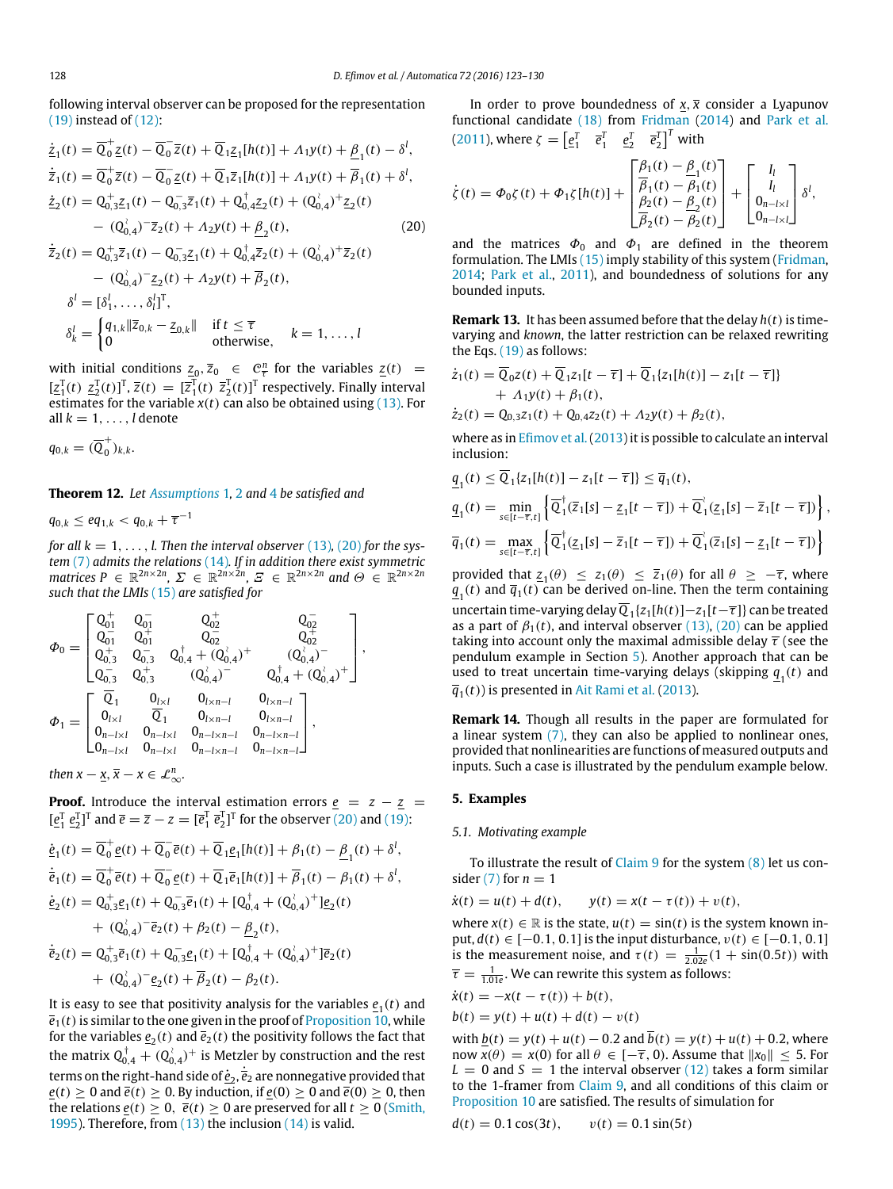following interval observer can be proposed for the representation (19) instead of (12):

$$
\begin{aligned}
\dot{\underline{z}}_1(t) &= \overline{Q}_0^{+}\underline{z}(t) - \overline{Q}_0^{-}\overline{z}(t) + \overline{Q}_1\underline{z}_1[h(t)] + \Lambda_1 y(t) + \underline{\beta}_1(t) - \delta^l,\\
\dot{\overline{z}}_1(t) &= \overline{Q}_0^{+}\overline{z}(t) - \overline{Q}_0^{-}\underline{z}(t) + \overline{Q}_1\overline{z}_1[h(t)] + \Lambda_1 y(t) + \overline{\beta}_1(t) + \delta^l,\\
\dot{\underline{z}}_2(t) &= Q_{0,3}^{+}\underline{z}_1(t) - Q_{0,3}^{-}\overline{z}_1(t) + Q_{0,4}^{\dagger}\underline{z}_2(t) + (Q_{0,4}^{\wr})^{+}\underline{z}_2(t)\\
&\quad - (Q_{0,4}^{\wr})^{-}\overline{z}_2(t) + \Lambda_2 y(t) + \underline{\beta}_2(t), \qquad (20)\\
\dot{\overline{z}}_2(t) &= Q_{0,3}^{+}\overline{z}_1(t) - Q_{0,3}^{-}\underline{z}_1(t) + Q_{0,4}^{\dagger}\overline{z}_2(t) + (Q_{0,4}^{\wr})^{+}\overline{z}_2(t)\\
&\quad - (Q_{0,4}^{\wr})^{-}\underline{z}_2(t) + \Lambda_2 y(t) + \overline{\beta}_2(t),\\
\delta^l &= [\delta_1^l, \ldots, \delta_l^l]^{\mathrm{T}},\\
\delta_k^l &= \begin{cases} q_{1,k}\|\overline{z}_{0,k} - \underline{z}_{0,k}\| & \text{if } t \le \overline{\tau}\\ 0 & \text{otherwise,}\end{cases} \quad k = 1, \ldots, l
\end{aligned}
$$

with initial conditions $\underline{z}_0, \overline{z}_0 \in \mathcal{C}_{\overline{\tau}}^n$ for the variables $\underline{z}(t) = [\underline{z}_1^{\mathrm{T}}(t)\ \underline{z}_2^{\mathrm{T}}(t)]^{\mathrm{T}}$, $\overline{z}(t) = [\overline{z}_1^{\mathrm{T}}(t)\ \overline{z}_2^{\mathrm{T}}(t)]^{\mathrm{T}}$ respectively. Finally interval estimates for the variable $x(t)$ can also be obtained using (13). For all $k = 1, \ldots, l$ denote

$$q_{0,k} = (\overline{Q}_0^{+})_{k,k}.$$

**Theorem 12.** *Let Assumptions 1, 2 and 4 be satisfied and*

$$q_{0,k} \le e q_{1,k} < q_{0,k} + \overline{\tau}^{-1}$$

*for all $k = 1, \ldots, l$. Then the interval observer (13), (20) for the system (7) admits the relations (14). If in addition there exist symmetric matrices $P \in \mathbb{R}^{2n\times 2n}$, $\Sigma \in \mathbb{R}^{2n\times 2n}$, $\Xi \in \mathbb{R}^{2n\times 2n}$ and $\Theta \in \mathbb{R}^{2n\times 2n}$ such that the LMIs (15) are satisfied for*

$$
\Phi_0 = \begin{bmatrix} Q_{01}^{+} & Q_{01}^{-} & Q_{02}^{+} & Q_{02}^{-}\\ Q_{01}^{-} & Q_{01}^{+} & Q_{02}^{-} & Q_{02}^{+}\\ Q_{0,3}^{+} & Q_{0,3}^{-} & Q_{0,4}^{\dagger} + (Q_{0,4}^{\wr})^{+} & (Q_{0,4}^{\wr})^{-}\\ Q_{0,3}^{-} & Q_{0,3}^{+} & (Q_{0,4}^{\wr})^{-} & Q_{0,4}^{\dagger} + (Q_{0,4}^{\wr})^{+} \end{bmatrix},
$$

$$
\Phi_1 = \begin{bmatrix} \overline{Q}_1 & 0_{l\times l} & 0_{l\times n-l} & 0_{l\times n-l}\\ 0_{l\times l} & \overline{Q}_1 & 0_{l\times n-l} & 0_{l\times n-l}\\ 0_{n-l\times l} & 0_{n-l\times l} & 0_{n-l\times n-l} & 0_{n-l\times n-l}\\ 0_{n-l\times l} & 0_{n-l\times l} & 0_{n-l\times n-l} & 0_{n-l\times n-l} \end{bmatrix},
$$

*then $x - \underline{x}, \overline{x} - x \in \mathcal{L}_\infty^n$.*

**Proof.** Introduce the interval estimation errors $\underline{e} = z - \underline{z} = [\underline{e}_1^{\mathrm{T}}\ \underline{e}_2^{\mathrm{T}}]^{\mathrm{T}}$ and $\overline{e} = \overline{z} - z = [\overline{e}_1^{\mathrm{T}}\ \overline{e}_2^{\mathrm{T}}]^{\mathrm{T}}$ for the observer (20) and (19):

$$
\begin{aligned}
\dot{\underline{e}}_1(t) &= \overline{Q}_0^{+}\underline{e}(t) + \overline{Q}_0^{-}\overline{e}(t) + \overline{Q}_1\underline{e}_1[h(t)] + \beta_1(t) - \underline{\beta}_1(t) + \delta^l,\\
\dot{\overline{e}}_1(t) &= \overline{Q}_0^{+}\overline{e}(t) + \overline{Q}_0^{-}\underline{e}(t) + \overline{Q}_1\overline{e}_1[h(t)] + \overline{\beta}_1(t) - \beta_1(t) + \delta^l,\\
\dot{\underline{e}}_2(t) &= Q_{0,3}^{+}\underline{e}_1(t) + Q_{0,3}^{-}\overline{e}_1(t) + [Q_{0,4}^{\dagger} + (Q_{0,4}^{\wr})^{+}]\underline{e}_2(t)\\
&\quad + (Q_{0,4}^{\wr})^{-}\overline{e}_2(t) + \beta_2(t) - \underline{\beta}_2(t),\\
\dot{\overline{e}}_2(t) &= Q_{0,3}^{+}\overline{e}_1(t) + Q_{0,3}^{-}\underline{e}_1(t) + [Q_{0,4}^{\dagger} + (Q_{0,4}^{\wr})^{+}]\overline{e}_2(t)\\
&\quad + (Q_{0,4}^{\wr})^{-}\underline{e}_2(t) + \overline{\beta}_2(t) - \beta_2(t).
\end{aligned}
$$

It is easy to see that positivity analysis for the variables $\underline{e}_1(t)$ and $\overline{e}_1(t)$ is similar to the one given in the proof of Proposition 10, while for the variables $\underline{e}_2(t)$ and $\overline{e}_2(t)$ the positivity follows the fact that the matrix $Q_{0,4}^{\dagger} + (Q_{0,4}^{\wr})^{+}$ is Metzler by construction and the rest terms on the right-hand side of $\dot{\underline{e}}_2, \dot{\overline{e}}_2$ are nonnegative provided that $\underline{e}(t) \ge 0$ and $\overline{e}(t) \ge 0$. By induction, if $\underline{e}(0) \ge 0$ and $\overline{e}(0) \ge 0$, then the relations $\underline{e}(t) \ge 0$, $\overline{e}(t) \ge 0$ are preserved for all $t \ge 0$ (Smith, 1995). Therefore, from (13) the inclusion (14) is valid.

In order to prove boundedness of $\underline{x}, \overline{x}$ consider a Lyapunov functional candidate (18) from Fridman (2014) and Park et al. (2011), where $\zeta = \begin{bmatrix}\underline{e}_1^{T} & \overline{e}_1^{T} & \underline{e}_2^{T} & \overline{e}_2^{T}\end{bmatrix}^{T}$ with

$$
\dot{\zeta}(t) = \Phi_0\zeta(t) + \Phi_1\zeta[h(t)] + \begin{bmatrix}\beta_1(t) - \underline{\beta}_1(t)\\ \overline{\beta}_1(t) - \beta_1(t)\\ \beta_2(t) - \underline{\beta}_2(t)\\ \overline{\beta}_2(t) - \beta_2(t)\end{bmatrix} + \begin{bmatrix} I_l\\ I_l\\ 0_{n-l\times l}\\ 0_{n-l\times l}\end{bmatrix}\delta^l,
$$

and the matrices $\Phi_0$ and $\Phi_1$ are defined in the theorem formulation. The LMIs (15) imply stability of this system (Fridman, 2014; Park et al., 2011), and boundedness of solutions for any bounded inputs.

**Remark 13.** It has been assumed before that the delay $h(t)$ is time-varying and *known*, the latter restriction can be relaxed rewriting the Eqs. (19) as follows:

$$
\begin{aligned}
\dot{z}_1(t) &= \overline{Q}_0 z(t) + \overline{Q}_1 z_1[t - \overline{\tau}] + \overline{Q}_1\{z_1[h(t)] - z_1[t - \overline{\tau}]\}\\
&\quad + \Lambda_1 y(t) + \beta_1(t),\\
\dot{z}_2(t) &= Q_{0,3} z_1(t) + Q_{0,4} z_2(t) + \Lambda_2 y(t) + \beta_2(t),
\end{aligned}
$$

where as in Efimov et al. (2013) it is possible to calculate an interval inclusion:

$$
\begin{aligned}
\underline{q}_1(t) &\le \overline{Q}_1\{z_1[h(t)] - z_1[t - \overline{\tau}]\} \le \overline{q}_1(t),\\
\underline{q}_1(t) &= \min_{s\in[t-\overline{\tau},t]}\left\{\overline{Q}_1^{\dagger}(\overline{z}_1[s] - \underline{z}_1[t - \overline{\tau}]) + \overline{Q}_1^{\wr}(\underline{z}_1[s] - \overline{z}_1[t - \overline{\tau}])\right\},\\
\overline{q}_1(t) &= \max_{s\in[t-\overline{\tau},t]}\left\{\overline{Q}_1^{\dagger}(\underline{z}_1[s] - \overline{z}_1[t - \overline{\tau}]) + \overline{Q}_1^{\wr}(\overline{z}_1[s] - \underline{z}_1[t - \overline{\tau}])\right\}
\end{aligned}
$$

provided that $\underline{z}_1(\theta) \le z_1(\theta) \le \overline{z}_1(\theta)$ for all $\theta \ge -\overline{\tau}$, where $\underline{q}_1(t)$ and $\overline{q}_1(t)$ can be derived on-line. Then the term containing uncertain time-varying delay $\overline{Q}_1\{z_1[h(t)] - z_1[t - \overline{\tau}]\}$ can be treated as a part of $\beta_1(t)$, and interval observer (13), (20) can be applied taking into account only the maximal admissible delay $\overline{\tau}$ (see the pendulum example in Section 5). Another approach that can be used to treat uncertain time-varying delays (skipping $\underline{q}_1(t)$ and $\overline{q}_1(t)$) is presented in Ait Rami et al. (2013).

**Remark 14.** Though all results in the paper are formulated for a linear system (7), they can also be applied to nonlinear ones, provided that nonlinearities are functions of measured outputs and inputs. Such a case is illustrated by the pendulum example below.

## 5. Examples

### 5.1. Motivating example

To illustrate the result of Claim 9 for the system (8) let us consider (7) for $n = 1$

$$\dot{x}(t) = u(t) + d(t), \qquad y(t) = x(t - \tau(t)) + v(t),$$

where $x(t) \in \mathbb{R}$ is the state, $u(t) = \sin(t)$ is the system known input, $d(t) \in [-0.1, 0.1]$ is the input disturbance, $v(t) \in [-0.1, 0.1]$ is the measurement noise, and $\tau(t) = \frac{1}{2.02e}(1 + \sin(0.5t))$ with $\overline{\tau} = \frac{1}{1.01e}$. We can rewrite this system as follows:

$$
\begin{aligned}
\dot{x}(t) &= -x(t - \tau(t)) + b(t),\\
b(t) &= y(t) + u(t) + d(t) - v(t)
\end{aligned}
$$

with $\underline{b}(t) = y(t) + u(t) - 0.2$ and $\overline{b}(t) = y(t) + u(t) + 0.2$, where now $x(\theta) = x(0)$ for all $\theta \in [-\overline{\tau}, 0)$. Assume that $\|x_0\| \le 5$. For $L = 0$ and $S = 1$ the interval observer (12) takes a form similar to the 1-framer from Claim 9, and all conditions of this claim or Proposition 10 are satisfied. The results of simulation for

$$d(t) = 0.1\cos(3t), \qquad v(t) = 0.1\sin(5t)$$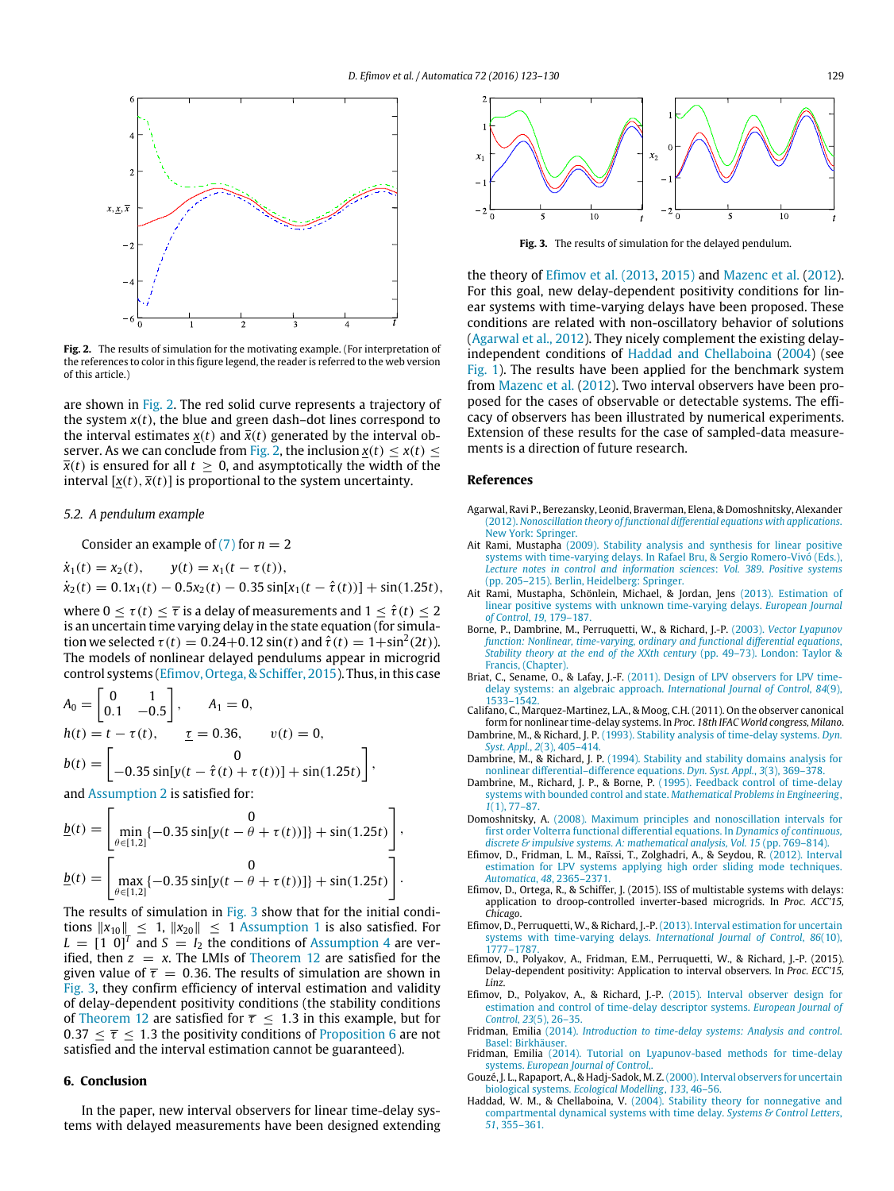Fig. 2. The results of simulation for the motivating example. (For interpretation of the references to color in this figure legend, the reader is referred to the web version of this article.)

are shown in Fig. 2. The red solid curve represents a trajectory of the system $x(t)$, the blue and green dash–dot lines correspond to the interval estimates $\underline{x}(t)$ and $\overline{x}(t)$ generated by the interval observer. As we can conclude from Fig. 2, the inclusion $\underline{x}(t) \le x(t) \le \overline{x}(t)$ is ensured for all $t \ge 0$, and asymptotically the width of the interval $[\underline{x}(t), \overline{x}(t)]$ is proportional to the system uncertainty.

### 5.2. A pendulum example

Consider an example of (7) for $n = 2$

$$\dot{x}_1(t) = x_2(t), \qquad y(t) = x_1(t - \tau(t)),$$
$$\dot{x}_2(t) = 0.1x_1(t) - 0.5x_2(t) - 0.35\sin[x_1(t - \hat{\tau}(t))] + \sin(1.25t),$$

where $0 \le \tau(t) \le \overline{\tau}$ is a delay of measurements and $1 \le \hat{\tau}(t) \le 2$ is an uncertain time varying delay in the state equation (for simulation we selected $\tau(t) = 0.24 + 0.12\sin(t)$ and $\hat{\tau}(t) = 1 + \sin^2(2t)$). The models of nonlinear delayed pendulums appear in microgrid control systems (Efimov, Ortega, & Schiffer, 2015). Thus, in this case

$$A_0 = \begin{bmatrix} 0 & 1 \\ 0.1 & -0.5 \end{bmatrix}, \qquad A_1 = 0,$$
$$h(t) = t - \tau(t), \qquad \underline{\tau} = 0.36, \qquad v(t) = 0,$$
$$b(t) = \begin{bmatrix} 0 \\ -0.35\sin[y(t - \hat{\tau}(t) + \tau(t))] + \sin(1.25t) \end{bmatrix},$$

and Assumption 2 is satisfied for:

$$\underline{b}(t) = \begin{bmatrix} 0 \\ \min_{\theta \in [1,2]} \{-0.35\sin[y(t - \theta + \tau(t))]\} + \sin(1.25t) \end{bmatrix},$$
$$\underline{b}(t) = \begin{bmatrix} 0 \\ \max_{\theta \in [1,2]} \{-0.35\sin[y(t - \theta + \tau(t))]\} + \sin(1.25t) \end{bmatrix}.$$

The results of simulation in Fig. 3 show that for the initial conditions $\|x_{10}\| \le 1$, $\|x_{20}\| \le 1$ Assumption 1 is also satisfied. For $L = [1\ 0]^T$ and $S = I_2$ the conditions of Assumption 4 are verified, then $z = x$. The LMIs of Theorem 12 are satisfied for the given value of $\overline{\tau} = 0.36$. The results of simulation are shown in Fig. 3, they confirm efficiency of interval estimation and validity of delay-dependent positivity conditions (the stability conditions of Theorem 12 are satisfied for $\overline{\tau} \le 1.3$ in this example, but for $0.37 \le \overline{\tau} \le 1.3$ the positivity conditions of Proposition 6 are not satisfied and the interval estimation cannot be guaranteed).

## 6. Conclusion

In the paper, new interval observers for linear time-delay systems with delayed measurements have been designed extending the theory of Efimov et al. (2013, 2015) and Mazenc et al. (2012). For this goal, new delay-dependent positivity conditions for linear systems with time-varying delays have been proposed. These conditions are related with non-oscillatory behavior of solutions (Agarwal et al., 2012). They nicely complement the existing delay-independent conditions of Haddad and Chellaboina (2004) (see Fig. 1). The results have been applied for the benchmark system from Mazenc et al. (2012). Two interval observers have been proposed for the cases of observable or detectable systems. The efficacy of observers has been illustrated by numerical experiments. Extension of these results for the case of sampled-data measurements is a direction of future research.

Fig. 3. The results of simulation for the delayed pendulum.

## References

Agarwal, Ravi P., Berezansky, Leonid, Braverman, Elena, & Domoshnitsky, Alexander (2012). *Nonoscillation theory of functional differential equations with applications*. New York: Springer.

Ait Rami, Mustapha (2009). Stability analysis and synthesis for linear positive systems with time-varying delays. In Rafael Bru, & Sergio Romero-Vivó (Eds.), *Lecture notes in control and information sciences: Vol. 389. Positive systems* (pp. 205–215). Berlin, Heidelberg: Springer.

Ait Rami, Mustapha, Schönlein, Michael, & Jordan, Jens (2013). Estimation of linear positive systems with unknown time-varying delays. *European Journal of Control*, *19*, 179–187.

Borne, P., Dambrine, M., Perruquetti, W., & Richard, J.-P. (2003). *Vector Lyapunov function: Nonlinear, time-varying, ordinary and functional differential equations, Stability theory at the end of the XXth century* (pp. 49–73). London: Taylor & Francis, (Chapter).

Briat, C., Sename, O., & Lafay, J.-F. (2011). Design of LPV observers for LPV time-delay systems: an algebraic approach. *International Journal of Control*, *84*(9), 1533–1542.

Califano, C., Marquez-Martinez, L.A., & Moog, C.H. (2011). On the observer canonical form for nonlinear time-delay systems. In *Proc. 18th IFAC World congress, Milano*.

Dambrine, M., & Richard, J. P. (1993). Stability analysis of time-delay systems. *Dyn. Syst. Appl.*, *2*(3), 405–414.

Dambrine, M., & Richard, J. P. (1994). Stability and stability domains analysis for nonlinear differential–difference equations. *Dyn. Syst. Appl.*, *3*(3), 369–378.

Dambrine, M., Richard, J. P., & Borne, P. (1995). Feedback control of time-delay systems with bounded control and state. *Mathematical Problems in Engineering*, *1*(1), 77–87.

Domoshnitsky, A. (2008). Maximum principles and nonoscillation intervals for first order Volterra functional differential equations. In *Dynamics of continuous, discrete & impulsive systems. A: mathematical analysis, Vol. 15* (pp. 769–814).

Efimov, D., Fridman, L. M., Raïssi, T., Zolghadri, A., & Seydou, R. (2012). Interval estimation for LPV systems applying high order sliding mode techniques. *Automatica*, *48*, 2365–2371.

Efimov, D., Ortega, R., & Schiffer, J. (2015). ISS of multistable systems with delays: application to droop-controlled inverter-based microgrids. In *Proc. ACC'15, Chicago*.

Efimov, D., Perruquetti, W., & Richard, J.-P. (2013). Interval estimation for uncertain systems with time-varying delays. *International Journal of Control*, *86*(10), 1777–1787.

Efimov, D., Polyakov, A., Fridman, E.M., Perruquetti, W., & Richard, J.-P. (2015). Delay-dependent positivity: Application to interval observers. In *Proc. ECC'15, Linz*.

Efimov, D., Polyakov, A., & Richard, J.-P. (2015). Interval observer design for estimation and control of time-delay descriptor systems. *European Journal of Control*, *23*(5), 26–35.

Fridman, Emilia (2014). *Introduction to time-delay systems: Analysis and control*. Basel: Birkhäuser.

Fridman, Emilia (2014). Tutorial on Lyapunov-based methods for time-delay systems. *European Journal of Control,*.

Gouzé, J. L., Rapaport, A., & Hadj-Sadok, M. Z. (2000). Interval observers for uncertain biological systems. *Ecological Modelling*, *133*, 46–56.

Haddad, W. M., & Chellaboina, V. (2004). Stability theory for nonnegative and compartmental dynamical systems with time delay. *Systems & Control Letters*, *51*, 355–361.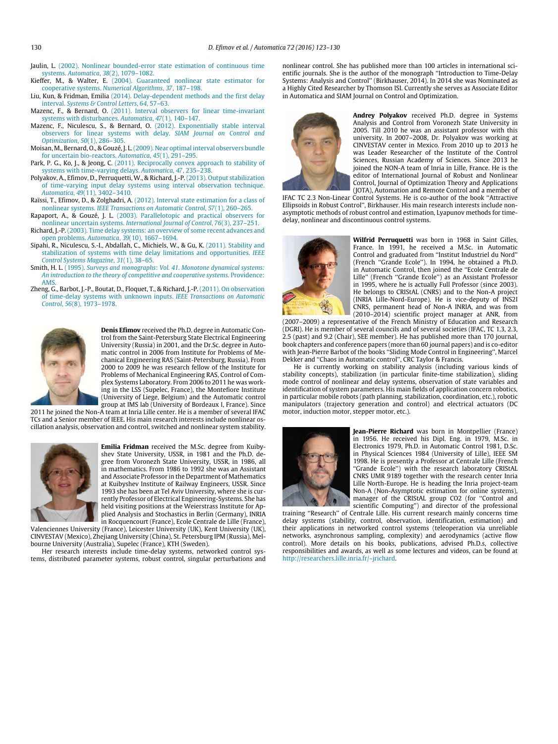Jaulin, L. (2002). Nonlinear bounded-error state estimation of continuous time systems. *Automatica*, *38*(2), 1079–1082.

Kieffer, M., & Walter, E. (2004). Guaranteed nonlinear state estimator for cooperative systems. *Numerical Algorithms*, *37*, 187–198.

Liu, Kun, & Fridman, Emilia (2014). Delay-dependent methods and the first delay interval. *Systems & Control Letters*, *64*, 57–63.

Mazenc, F., & Bernard, O. (2011). Interval observers for linear time-invariant systems with disturbances. *Automatica*, *47*(1), 140–147.

Mazenc, F., Niculescu, S., & Bernard, O. (2012). Exponentially stable interval observers for linear systems with delay. *SIAM Journal on Control and Optimization*, *50*(1), 286–305.

Moisan, M., Bernard, O., & Gouzé, J. L. (2009). Near optimal interval observers bundle for uncertain bio-reactors. *Automatica*, *45*(1), 291–295.

Park, P. G., Ko, J., & Jeong, C. (2011). Reciprocally convex approach to stability of systems with time-varying delays. *Automatica*, *47*, 235–238.

Polyakov, A., Efimov, D., Perruquetti, W., & Richard, J.-P. (2013). Output stabilization of time-varying input delay systems using interval observation technique. *Automatica*, *49*(11), 3402–3410.

Raïssi, T., Efimov, D., & Zolghadri, A. (2012). Interval state estimation for a class of nonlinear systems. *IEEE Transactions on Automatic Control*, *57*(1), 260–265.

Rapaport, A., & Gouzé, J. L. (2003). Parallelotopic and practical observers for nonlinear uncertain systems. *International Journal of Control*, *76*(3), 237–251.

Richard, J.-P. (2003). Time delay systems: an overview of some recent advances and open problems. *Automatica*, *39*(10), 1667–1694.

Sipahi, R., Niculescu, S.-I., Abdallah, C., Michiels, W., & Gu, K. (2011). Stability and stabilization of systems with time delay limitations and opportunities. *IEEE Control Systems Magazine*, *31*(1), 38–65.

Smith, H. L. (1995). *Surveys and monographs: Vol. 41. Monotone dynamical systems: An introduction to the theory of competitive and cooperative systems*. Providence: AMS.

Zheng, G., Barbot, J.-P., Boutat, D., Floquet, T., & Richard, J.-P. (2011). On observation of time-delay systems with unknown inputs. *IEEE Transactions on Automatic Control*, *56*(8), 1973–1978.

**Denis Efimov** received the Ph.D. degree in Automatic Control from the Saint-Petersburg State Electrical Engineering University (Russia) in 2001, and the Dr.Sc. degree in Automatic control in 2006 from Institute for Problems of Mechanical Engineering RAS (Saint-Petersburg, Russia). From 2000 to 2009 he was research fellow of the Institute for Problems of Mechanical Engineering RAS, Control of Complex Systems Laboratory. From 2006 to 2011 he was working in the LSS (Supelec, France), the Montefiore Institute (University of Liege, Belgium) and the Automatic control group at IMS lab (University of Bordeaux I, France). Since 2011 he joined the Non-A team at Inria Lille center. He is a member of several IFAC TCs and a Senior member of IEEE. His main research interests include nonlinear oscillation analysis, observation and control, switched and nonlinear system stability.

**Emilia Fridman** received the M.Sc. degree from Kuibyshev State University, USSR, in 1981 and the Ph.D. degree from Voronezh State University, USSR, in 1986, all in mathematics. From 1986 to 1992 she was an Assistant and Associate Professor in the Department of Mathematics at Kuibyshev Institute of Railway Engineers, USSR. Since 1993 she has been at Tel Aviv University, where she is currently Professor of Electrical Engineering-Systems. She has held visiting positions at the Weierstrass Institute for Applied Analysis and Stochastics in Berlin (Germany), INRIA in Rocquencourt (France), Ecole Centrale de Lille (France), Valenciennes University (France), Leicester University (UK), Kent University (UK), CINVESTAV (Mexico), Zhejiang University (China), St. Petersburg IPM (Russia), Melbourne University (Australia), Supelec (France), KTH (Sweden).

Her research interests include time-delay systems, networked control systems, distributed parameter systems, robust control, singular perturbations and nonlinear control. She has published more than 100 articles in international scientific journals. She is the author of the monograph "Introduction to Time-Delay Systems: Analysis and Control" (Birkhauser, 2014). In 2014 she was Nominated as a Highly Cited Researcher by Thomson ISI. Currently she serves as Associate Editor in Automatica and SIAM Journal on Control and Optimization.

**Andrey Polyakov** received Ph.D. degree in Systems Analysis and Control from Voronezh State University in 2005. Till 2010 he was an assistant professor with this university. In 2007–2008, Dr. Polyakov was working at CINVESTAV center in Mexico. From 2010 up to 2013 he was Leader Researcher of the Institute of the Control Sciences, Russian Academy of Sciences. Since 2013 he joined the NON-A team of Inria in Lille, France. He is the editor of International Journal of Robust and Nonlinear Control, Journal of Optimization Theory and Applications (JOTA), Automation and Remote Control and a member of IFAC TC 2.3 Non-Linear Control Systems. He is co-author of the book "Attractive Ellipsoids in Robust Control", Birkhauser. His main research interests include non-asymptotic methods of robust control and estimation, Lyapunov methods for time-delay, nonlinear and discontinuous control systems.

**Wilfrid Perruquetti** was born in 1968 in Saint Gilles, France. In 1991, he received a M.Sc. in Automatic Control and graduated from "Institut Industriel du Nord" (French "Grande Ecole"). In 1994, he obtained a Ph.D. in Automatic Control, then joined the "Ecole Centrale de Lille" (French "Grande Ecole") as an Assistant Professor in 1995, where he is actually Full Professor (since 2003). He belongs to CRIStAL (CNRS) and to the Non-A project (INRIA Lille-Nord-Europe). He is vice-deputy of INS2I CNRS, permanent head of Non-A INRIA, and was from (2010–2014) scientific project manager at ANR, from (2007–2009) a representative of the French Ministry of Education and Research (DGRI). He is member of several councils and of several societies (IFAC, TC 1.3, 2.3, 2.5 (past) and 9.2 (Chair), SEE member). He has published more than 170 journal, book chapters and conference papers (more than 60 journal papers) and is co-editor with Jean-Pierre Barbot of the books "Sliding Mode Control in Engineering", Marcel Dekker and "Chaos in Automatic control", CRC Taylor & Francis.

He is currently working on stability analysis (including various kinds of stability concepts), stabilization (in particular finite-time stabilization), sliding mode control of nonlinear and delay systems, observation of state variables and identification of system parameters. His main fields of application concern robotics, in particular mobile robots (path planning, stabilization, coordination, etc.), robotic manipulators (trajectory generation and control) and electrical actuators (DC motor, induction motor, stepper motor, etc.).

**Jean-Pierre Richard** was born in Montpellier (France) in 1956. He received his Dipl. Eng. in 1979, M.Sc. in Electronics 1979, Ph.D. in Automatic Control 1981, D.Sc. in Physical Sciences 1984 (University of Lille), IEEE SM 1998. He is presently a Professor at Centrale Lille (French "Grande Ecole") with the research laboratory CRIStAL CNRS UMR 9189 together with the research center Inria Lille North-Europe. He is heading the Inria project-team Non-A (Non-Asymptotic estimation for online systems), manager of the CRIStAL group CO2 (for "Control and scientific Computing") and director of the professional training "Research" of Centrale Lille. His current research mainly concerns time delay systems (stability, control, observation, identification, estimation) and their applications in networked control systems (teleoperation via unreliable networks, asynchronous sampling, complexity) and aerodynamics (active flow control). More details on his books, publications, advised Ph.D.s, collective responsibilities and awards, as well as some lectures and videos, can be found at http://researchers.lille.inria.fr/~jrichard.